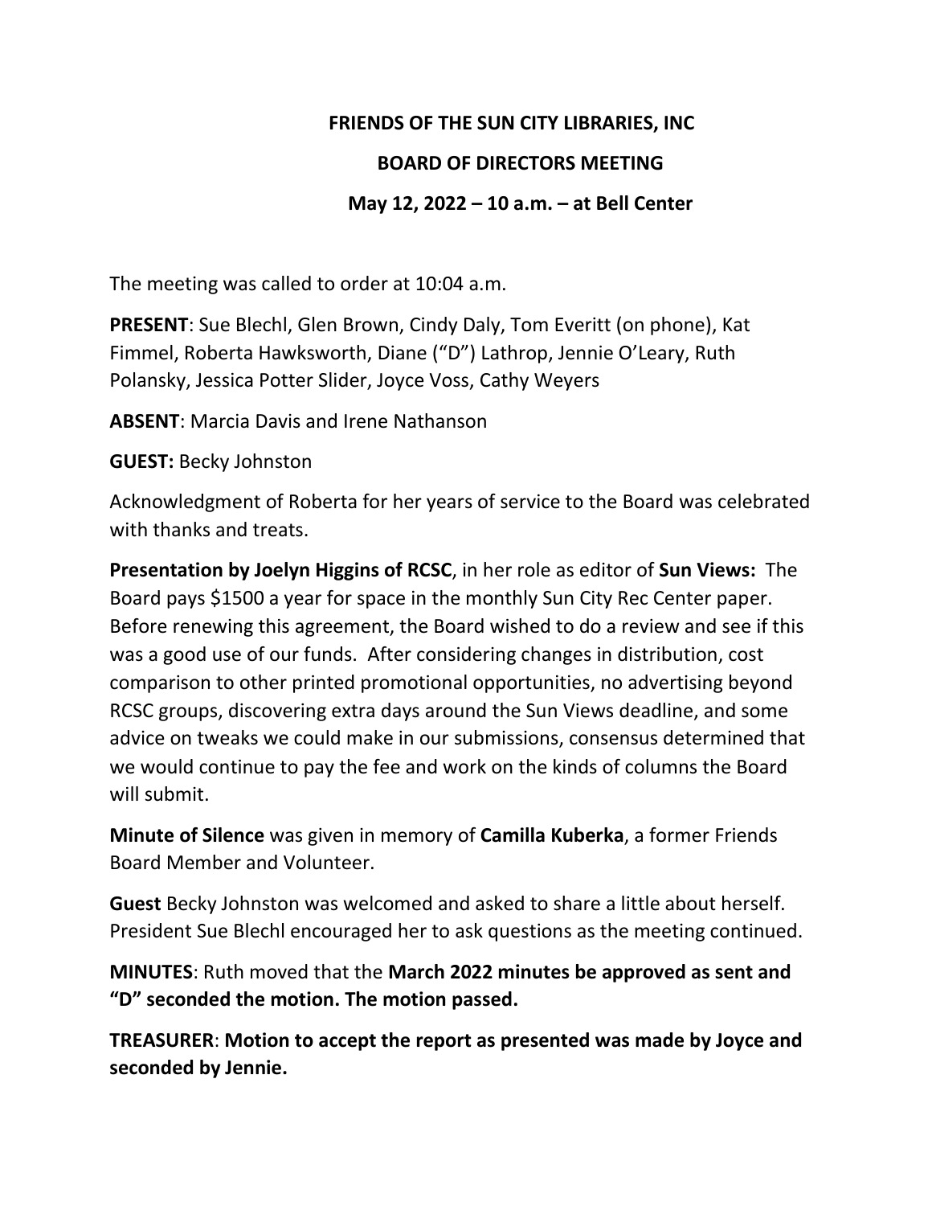# FRIENDS OF THE SUN CITY LIBRARIES, INC

## BOARD OF DIRECTORS MEETING

### May 12, 2022 – 10 a.m. – at Bell Center

The meeting was called to order at 10:04 a.m.

**PRESENT**: Sue Blechl, Glen Brown, Cindy Daly, Tom Everitt (on phone), Kat Fimmel, Roberta Hawksworth, Diane ("D") Lathrop, Jennie O'Leary, Ruth Polansky, Jessica Potter Slider, Joyce Voss, Cathy Weyers

**ABSENT**: Marcia Davis and Irene Nathanson

**GUEST:** Becky Johnston

Acknowledgment of Roberta for her years of service to the Board was celebrated with thanks and treats.

**Presentation by Joelyn Higgins of RCSC**, in her role as editor of **Sun Views:** The Board pays $1500 a year for space in the monthly Sun City Rec Center paper. Before renewing this agreement, the Board wished to do a review and see if this was a good use of our funds. After considering changes in distribution, cost comparison to other printed promotional opportunities, no advertising beyond RCSC groups, discovering extra days around the Sun Views deadline, and some advice on tweaks we could make in our submissions, consensus determined that we would continue to pay the fee and work on the kinds of columns the Board will submit.

**Minute of Silence** was given in memory of **Camilla Kuberka**, a former Friends Board Member and Volunteer.

**Guest** Becky Johnston was welcomed and asked to share a little about herself. President Sue Blechl encouraged her to ask questions as the meeting continued.

**MINUTES**: Ruth moved that the **March 2022 minutes be approved as sent and "D" seconded the motion. The motion passed.**

**TREASURER**: **Motion to accept the report as presented was made by Joyce and seconded by Jennie.**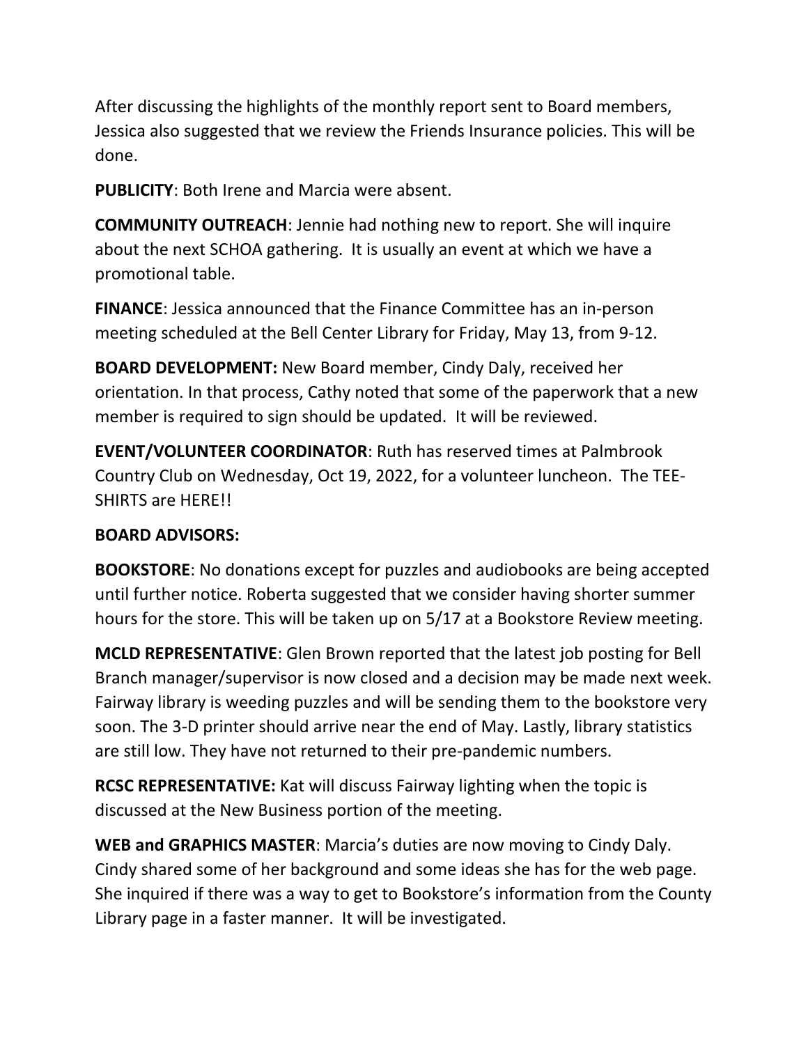After discussing the highlights of the monthly report sent to Board members, Jessica also suggested that we review the Friends Insurance policies. This will be done.

**PUBLICITY**: Both Irene and Marcia were absent.

**COMMUNITY OUTREACH**: Jennie had nothing new to report. She will inquire about the next SCHOA gathering. It is usually an event at which we have a promotional table.

**FINANCE**: Jessica announced that the Finance Committee has an in-person meeting scheduled at the Bell Center Library for Friday, May 13, from 9-12.

**BOARD DEVELOPMENT:** New Board member, Cindy Daly, received her orientation. In that process, Cathy noted that some of the paperwork that a new member is required to sign should be updated. It will be reviewed.

**EVENT/VOLUNTEER COORDINATOR**: Ruth has reserved times at Palmbrook Country Club on Wednesday, Oct 19, 2022, for a volunteer luncheon. The TEE-SHIRTS are HERE!!

**BOARD ADVISORS:**

**BOOKSTORE**: No donations except for puzzles and audiobooks are being accepted until further notice. Roberta suggested that we consider having shorter summer hours for the store. This will be taken up on 5/17 at a Bookstore Review meeting.

**MCLD REPRESENTATIVE**: Glen Brown reported that the latest job posting for Bell Branch manager/supervisor is now closed and a decision may be made next week. Fairway library is weeding puzzles and will be sending them to the bookstore very soon. The 3-D printer should arrive near the end of May. Lastly, library statistics are still low. They have not returned to their pre-pandemic numbers.

**RCSC REPRESENTATIVE:** Kat will discuss Fairway lighting when the topic is discussed at the New Business portion of the meeting.

**WEB and GRAPHICS MASTER**: Marcia's duties are now moving to Cindy Daly. Cindy shared some of her background and some ideas she has for the web page. She inquired if there was a way to get to Bookstore's information from the County Library page in a faster manner. It will be investigated.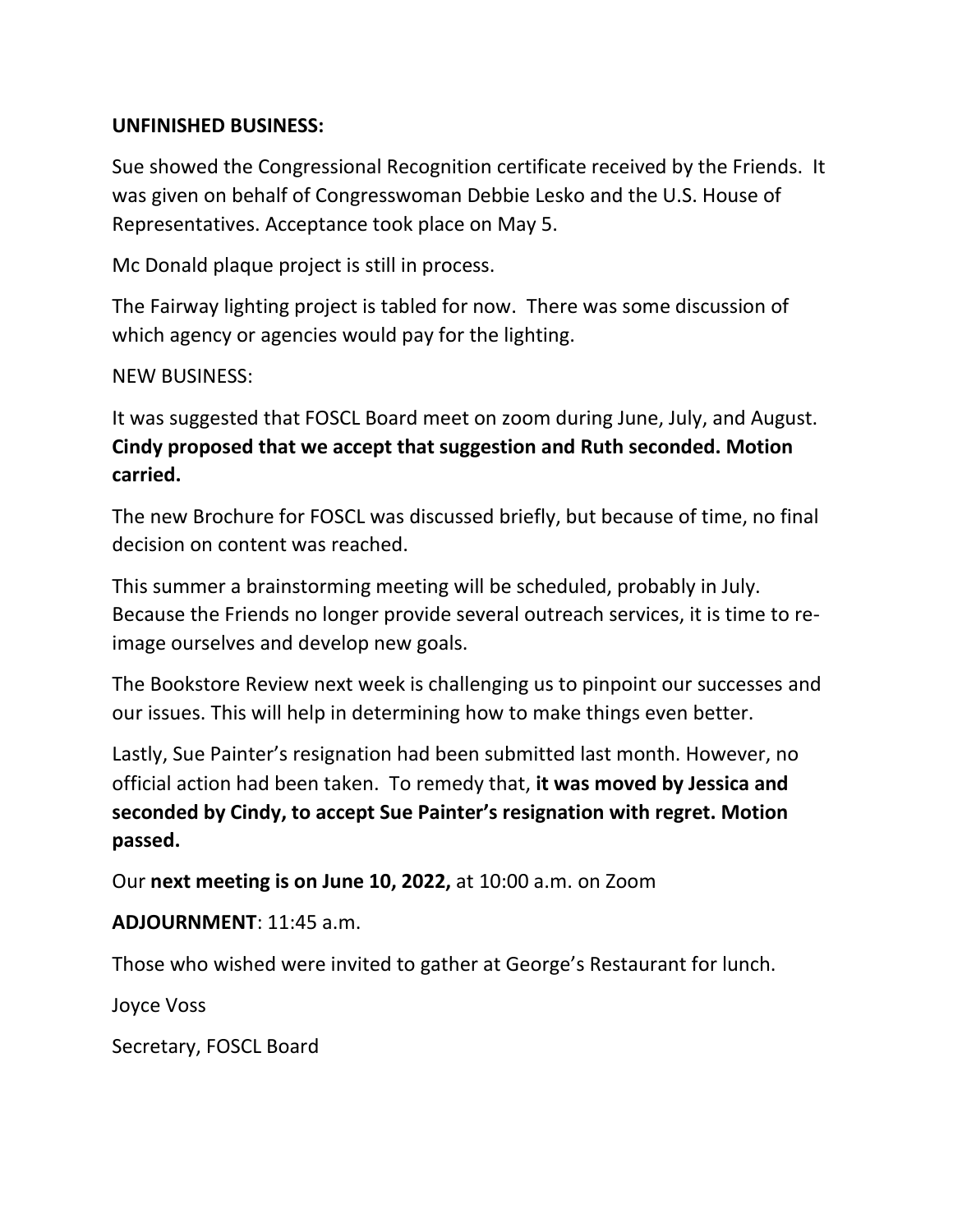**UNFINISHED BUSINESS:**

Sue showed the Congressional Recognition certificate received by the Friends. It was given on behalf of Congresswoman Debbie Lesko and the U.S. House of Representatives. Acceptance took place on May 5.

Mc Donald plaque project is still in process.

The Fairway lighting project is tabled for now. There was some discussion of which agency or agencies would pay for the lighting.

NEW BUSINESS:

It was suggested that FOSCL Board meet on zoom during June, July, and August. **Cindy proposed that we accept that suggestion and Ruth seconded. Motion carried.**

The new Brochure for FOSCL was discussed briefly, but because of time, no final decision on content was reached.

This summer a brainstorming meeting will be scheduled, probably in July. Because the Friends no longer provide several outreach services, it is time to re-image ourselves and develop new goals.

The Bookstore Review next week is challenging us to pinpoint our successes and our issues. This will help in determining how to make things even better.

Lastly, Sue Painter's resignation had been submitted last month. However, no official action had been taken. To remedy that, **it was moved by Jessica and seconded by Cindy, to accept Sue Painter's resignation with regret. Motion passed.**

Our **next meeting is on June 10, 2022,** at 10:00 a.m. on Zoom

**ADJOURNMENT**: 11:45 a.m.

Those who wished were invited to gather at George's Restaurant for lunch.

Joyce Voss

Secretary, FOSCL Board